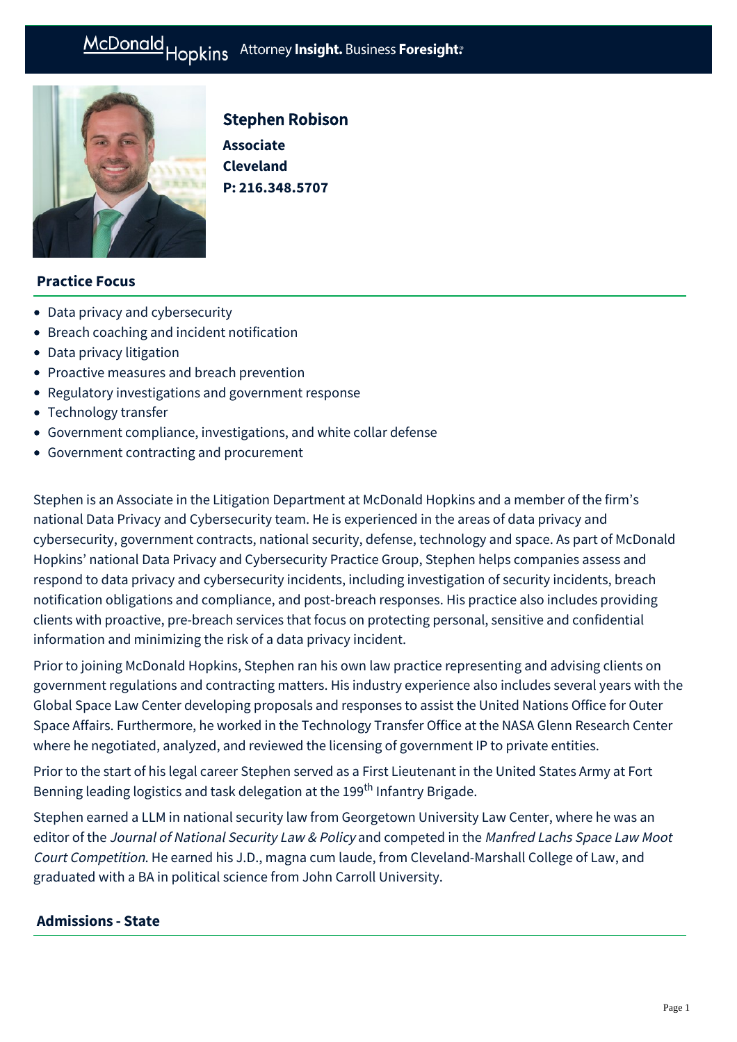# Stephen Robison

**Associate**
**Cleveland**
**P: 216.348.5707**

## Practice Focus

- Data privacy and cybersecurity
- Breach coaching and incident notification
- Data privacy litigation
- Proactive measures and breach prevention
- Regulatory investigations and government response
- Technology transfer
- Government compliance, investigations, and white collar defense
- Government contracting and procurement

Stephen is an Associate in the Litigation Department at McDonald Hopkins and a member of the firm's national Data Privacy and Cybersecurity team. He is experienced in the areas of data privacy and cybersecurity, government contracts, national security, defense, technology and space. As part of McDonald Hopkins' national Data Privacy and Cybersecurity Practice Group, Stephen helps companies assess and respond to data privacy and cybersecurity incidents, including investigation of security incidents, breach notification obligations and compliance, and post-breach responses. His practice also includes providing clients with proactive, pre-breach services that focus on protecting personal, sensitive and confidential information and minimizing the risk of a data privacy incident.

Prior to joining McDonald Hopkins, Stephen ran his own law practice representing and advising clients on government regulations and contracting matters. His industry experience also includes several years with the Global Space Law Center developing proposals and responses to assist the United Nations Office for Outer Space Affairs. Furthermore, he worked in the Technology Transfer Office at the NASA Glenn Research Center where he negotiated, analyzed, and reviewed the licensing of government IP to private entities.

Prior to the start of his legal career Stephen served as a First Lieutenant in the United States Army at Fort Benning leading logistics and task delegation at the 199th Infantry Brigade.

Stephen earned a LLM in national security law from Georgetown University Law Center, where he was an editor of the *Journal of National Security Law & Policy* and competed in the *Manfred Lachs Space Law Moot Court Competition*. He earned his J.D., magna cum laude, from Cleveland-Marshall College of Law, and graduated with a BA in political science from John Carroll University.

## Admissions - State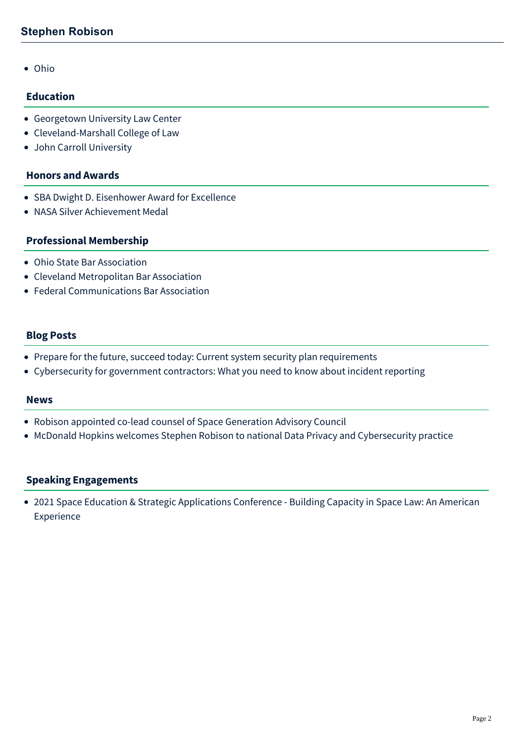- Ohio

## Education

- Georgetown University Law Center
- Cleveland-Marshall College of Law
- John Carroll University

## Honors and Awards

- SBA Dwight D. Eisenhower Award for Excellence
- NASA Silver Achievement Medal

## Professional Membership

- Ohio State Bar Association
- Cleveland Metropolitan Bar Association
- Federal Communications Bar Association

## Blog Posts

- Prepare for the future, succeed today: Current system security plan requirements
- Cybersecurity for government contractors: What you need to know about incident reporting

## News

- Robison appointed co-lead counsel of Space Generation Advisory Council
- McDonald Hopkins welcomes Stephen Robison to national Data Privacy and Cybersecurity practice

## Speaking Engagements

- 2021 Space Education & Strategic Applications Conference - Building Capacity in Space Law: An American Experience